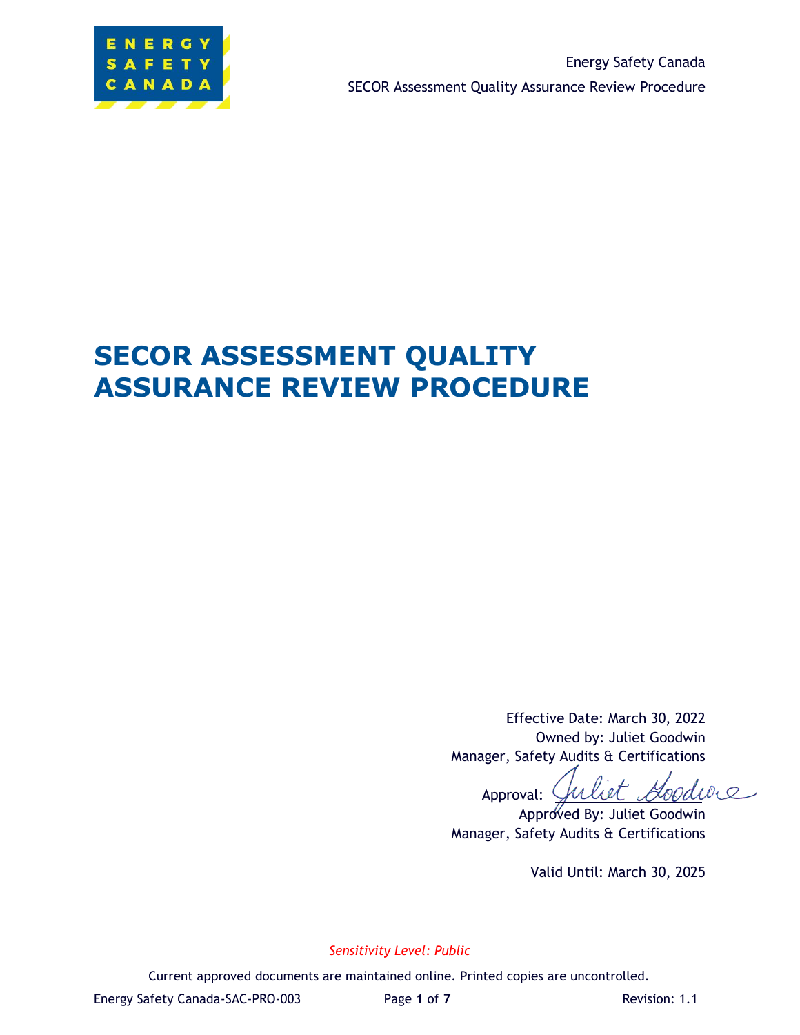# SECOR ASSESSMENT QUALITY ASSURANCE REVIEW PROCEDURE

Effective Date: March 30, 2022
Owned by: Juliet Goodwin
Manager, Safety Audits & Certifications

Approval: Juliet Goodwin
Approved By: Juliet Goodwin
Manager, Safety Audits & Certifications

Valid Until: March 30, 2025

*Sensitivity Level: Public*

Current approved documents are maintained online. Printed copies are uncontrolled.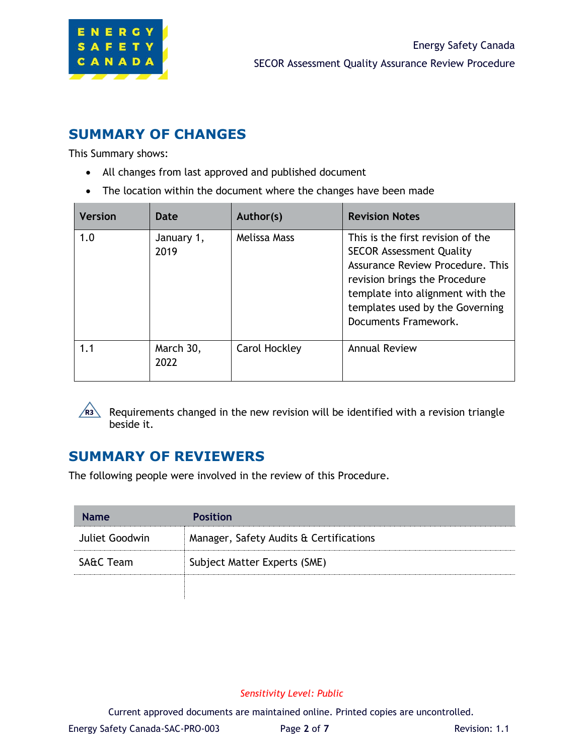## SUMMARY OF CHANGES

This Summary shows:

- All changes from last approved and published document
- The location within the document where the changes have been made

| Version | Date | Author(s) | Revision Notes |
|---|---|---|---|
| 1.0 | January 1, 2019 | Melissa Mass | This is the first revision of the SECOR Assessment Quality Assurance Review Procedure. This revision brings the Procedure template into alignment with the templates used by the Governing Documents Framework. |
| 1.1 | March 30, 2022 | Carol Hockley | Annual Review |

R3 Requirements changed in the new revision will be identified with a revision triangle beside it.

## SUMMARY OF REVIEWERS

The following people were involved in the review of this Procedure.

| Name | Position |
|---|---|
| Juliet Goodwin | Manager, Safety Audits & Certifications |
| SA&C Team | Subject Matter Experts (SME) |
| | |

*Sensitivity Level: Public*

Current approved documents are maintained online. Printed copies are uncontrolled.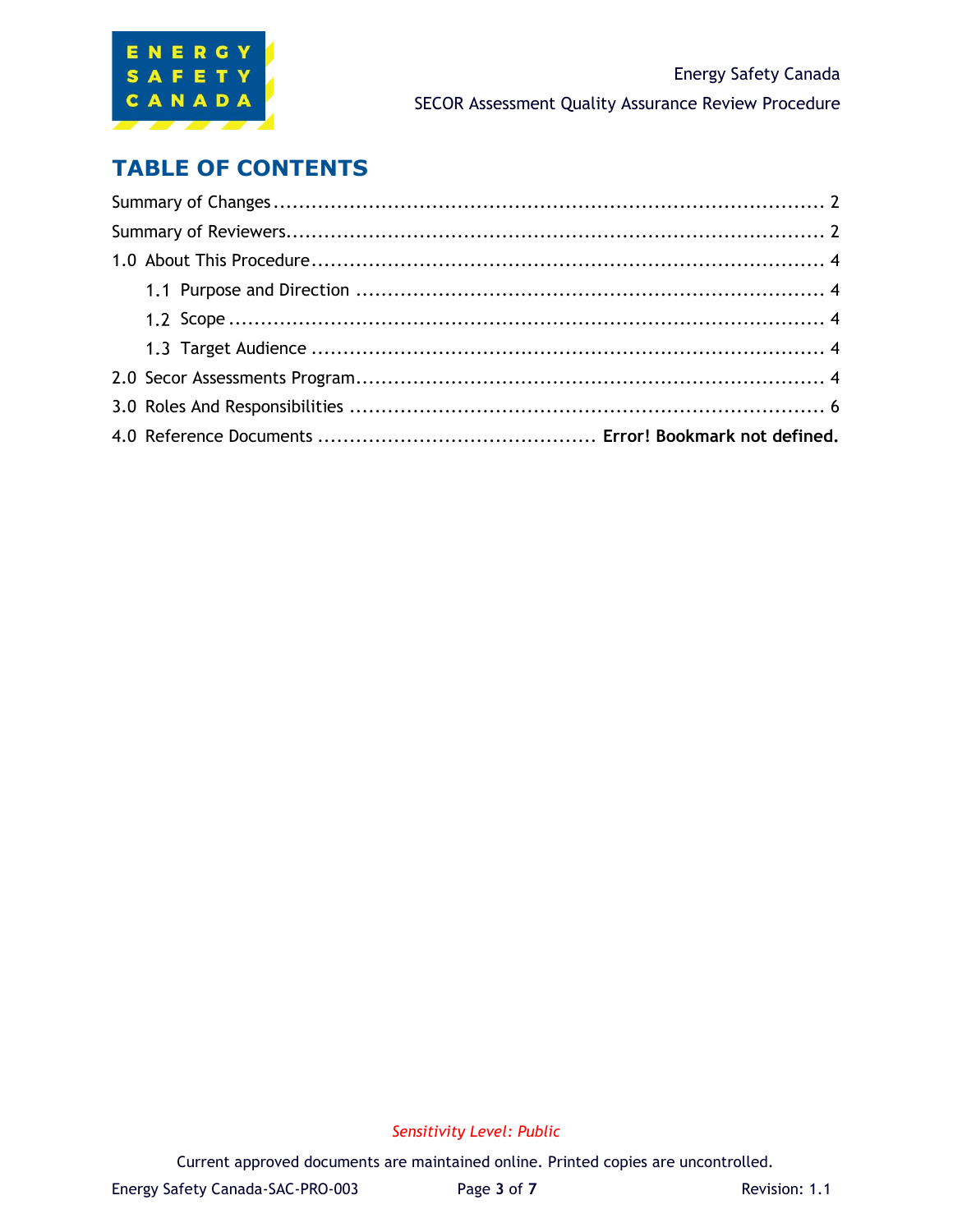# TABLE OF CONTENTS

Summary of Changes ........................................................................................ 2

Summary of Reviewers...................................................................................... 2

1.0 About This Procedure.................................................................................. 4

- 1.1 Purpose and Direction ......................................................................... 4
- 1.2 Scope ................................................................................................ 4
- 1.3 Target Audience .................................................................................. 4

2.0 Secor Assessments Program.......................................................................... 4

3.0 Roles And Responsibilities ........................................................................... 6

4.0 Reference Documents ............................................ **Error! Bookmark not defined.**

*Sensitivity Level: Public*

Current approved documents are maintained online. Printed copies are uncontrolled.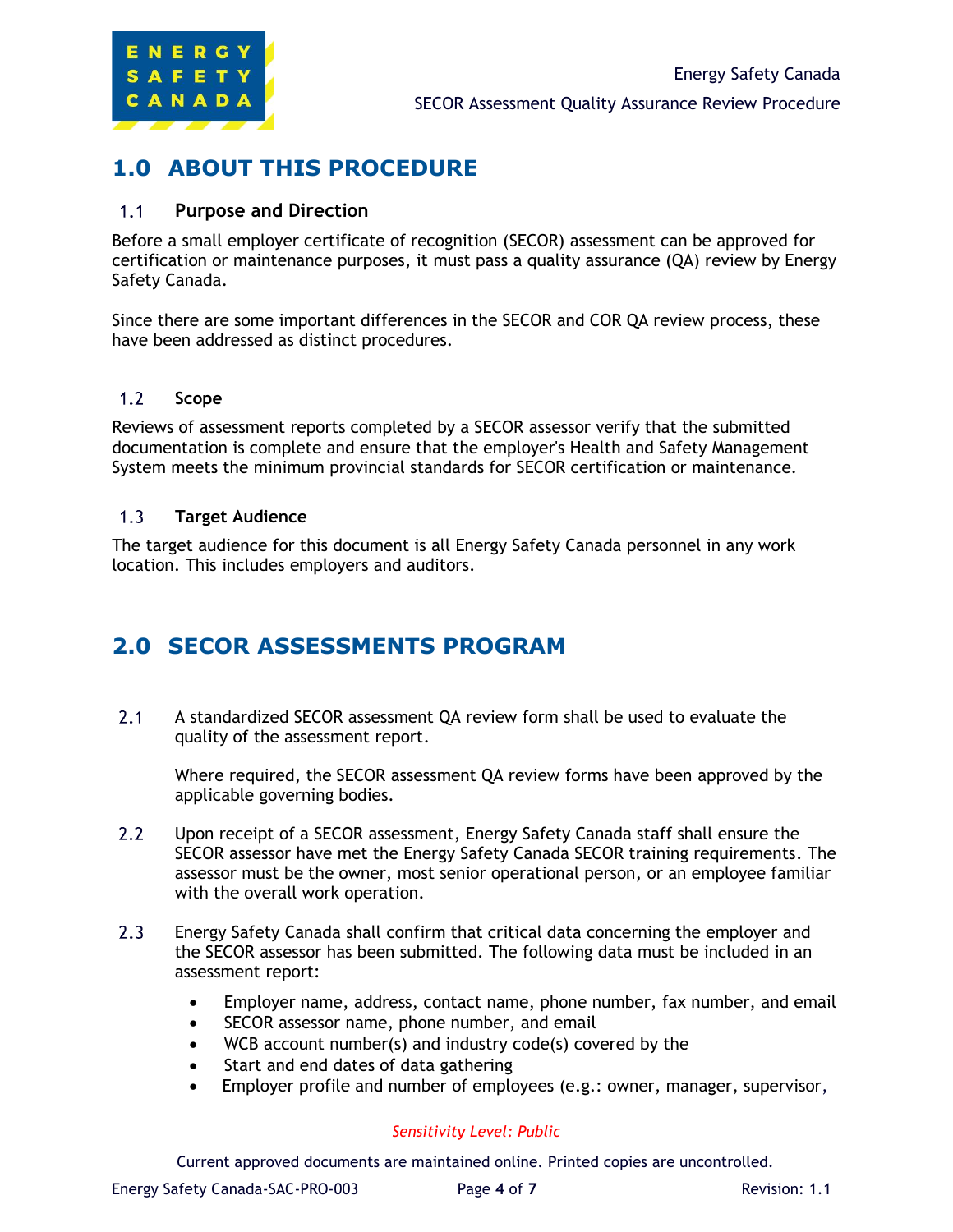# 1.0 ABOUT THIS PROCEDURE

## 1.1 Purpose and Direction

Before a small employer certificate of recognition (SECOR) assessment can be approved for certification or maintenance purposes, it must pass a quality assurance (QA) review by Energy Safety Canada.

Since there are some important differences in the SECOR and COR QA review process, these have been addressed as distinct procedures.

## 1.2 Scope

Reviews of assessment reports completed by a SECOR assessor verify that the submitted documentation is complete and ensure that the employer's Health and Safety Management System meets the minimum provincial standards for SECOR certification or maintenance.

## 1.3 Target Audience

The target audience for this document is all Energy Safety Canada personnel in any work location. This includes employers and auditors.

# 2.0 SECOR ASSESSMENTS PROGRAM

2.1 A standardized SECOR assessment QA review form shall be used to evaluate the quality of the assessment report.

Where required, the SECOR assessment QA review forms have been approved by the applicable governing bodies.

2.2 Upon receipt of a SECOR assessment, Energy Safety Canada staff shall ensure the SECOR assessor have met the Energy Safety Canada SECOR training requirements. The assessor must be the owner, most senior operational person, or an employee familiar with the overall work operation.

2.3 Energy Safety Canada shall confirm that critical data concerning the employer and the SECOR assessor has been submitted. The following data must be included in an assessment report:

- Employer name, address, contact name, phone number, fax number, and email
- SECOR assessor name, phone number, and email
- WCB account number(s) and industry code(s) covered by the
- Start and end dates of data gathering
- Employer profile and number of employees (e.g.: owner, manager, supervisor,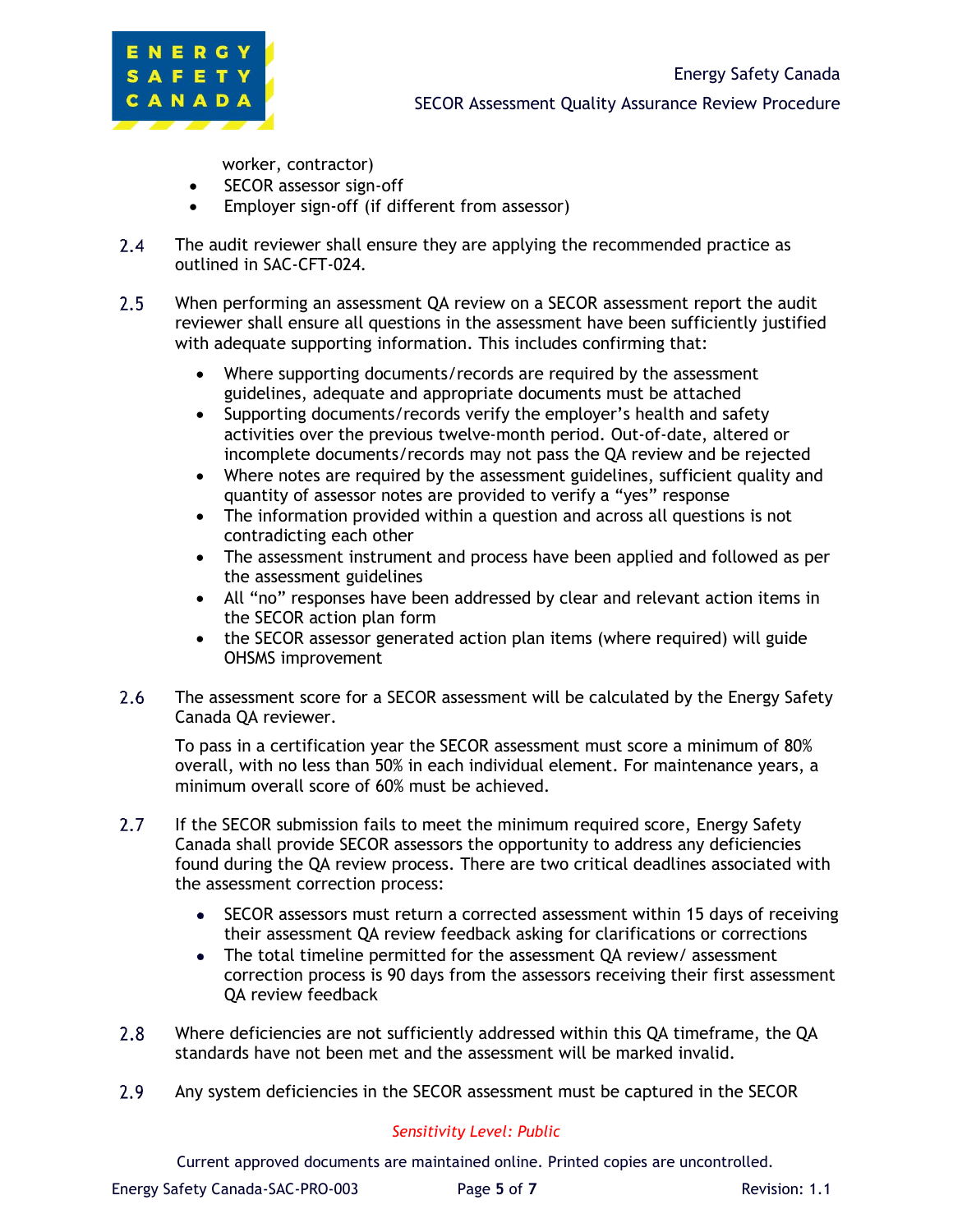worker, contractor)

- SECOR assessor sign-off
- Employer sign-off (if different from assessor)

2.4 The audit reviewer shall ensure they are applying the recommended practice as outlined in SAC-CFT-024.

2.5 When performing an assessment QA review on a SECOR assessment report the audit reviewer shall ensure all questions in the assessment have been sufficiently justified with adequate supporting information. This includes confirming that:

- Where supporting documents/records are required by the assessment guidelines, adequate and appropriate documents must be attached
- Supporting documents/records verify the employer's health and safety activities over the previous twelve-month period. Out-of-date, altered or incomplete documents/records may not pass the QA review and be rejected
- Where notes are required by the assessment guidelines, sufficient quality and quantity of assessor notes are provided to verify a "yes" response
- The information provided within a question and across all questions is not contradicting each other
- The assessment instrument and process have been applied and followed as per the assessment guidelines
- All "no" responses have been addressed by clear and relevant action items in the SECOR action plan form
- the SECOR assessor generated action plan items (where required) will guide OHSMS improvement

2.6 The assessment score for a SECOR assessment will be calculated by the Energy Safety Canada QA reviewer.

To pass in a certification year the SECOR assessment must score a minimum of 80% overall, with no less than 50% in each individual element. For maintenance years, a minimum overall score of 60% must be achieved.

2.7 If the SECOR submission fails to meet the minimum required score, Energy Safety Canada shall provide SECOR assessors the opportunity to address any deficiencies found during the QA review process. There are two critical deadlines associated with the assessment correction process:

- SECOR assessors must return a corrected assessment within 15 days of receiving their assessment QA review feedback asking for clarifications or corrections
- The total timeline permitted for the assessment QA review/ assessment correction process is 90 days from the assessors receiving their first assessment QA review feedback

2.8 Where deficiencies are not sufficiently addressed within this QA timeframe, the QA standards have not been met and the assessment will be marked invalid.

2.9 Any system deficiencies in the SECOR assessment must be captured in the SECOR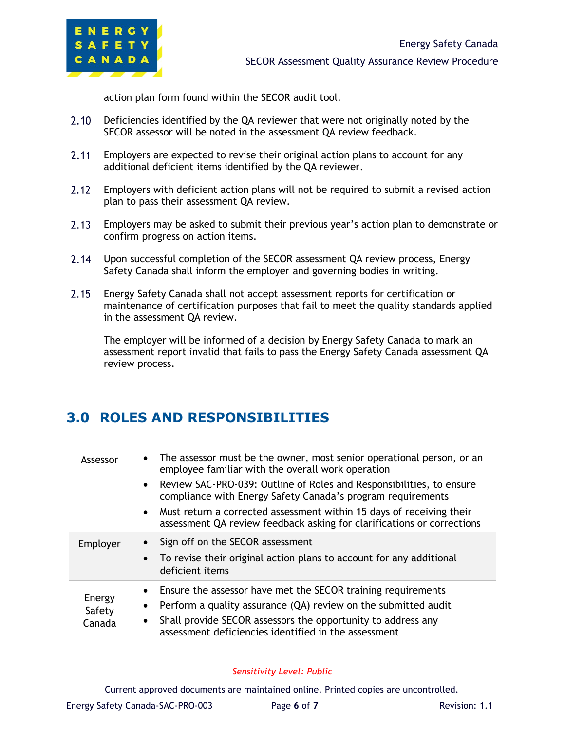action plan form found within the SECOR audit tool.

2.10 Deficiencies identified by the QA reviewer that were not originally noted by the SECOR assessor will be noted in the assessment QA review feedback.

2.11 Employers are expected to revise their original action plans to account for any additional deficient items identified by the QA reviewer.

2.12 Employers with deficient action plans will not be required to submit a revised action plan to pass their assessment QA review.

2.13 Employers may be asked to submit their previous year's action plan to demonstrate or confirm progress on action items.

2.14 Upon successful completion of the SECOR assessment QA review process, Energy Safety Canada shall inform the employer and governing bodies in writing.

2.15 Energy Safety Canada shall not accept assessment reports for certification or maintenance of certification purposes that fail to meet the quality standards applied in the assessment QA review.

The employer will be informed of a decision by Energy Safety Canada to mark an assessment report invalid that fails to pass the Energy Safety Canada assessment QA review process.

## 3.0 ROLES AND RESPONSIBILITIES

| | |
|---|---|
| Assessor | • The assessor must be the owner, most senior operational person, or an employee familiar with the overall work operation<br>• Review SAC-PRO-039: Outline of Roles and Responsibilities, to ensure compliance with Energy Safety Canada's program requirements<br>• Must return a corrected assessment within 15 days of receiving their assessment QA review feedback asking for clarifications or corrections |
| Employer | • Sign off on the SECOR assessment<br>• To revise their original action plans to account for any additional deficient items |
| Energy Safety Canada | • Ensure the assessor have met the SECOR training requirements<br>• Perform a quality assurance (QA) review on the submitted audit<br>• Shall provide SECOR assessors the opportunity to address any assessment deficiencies identified in the assessment |

*Sensitivity Level: Public*

Current approved documents are maintained online. Printed copies are uncontrolled.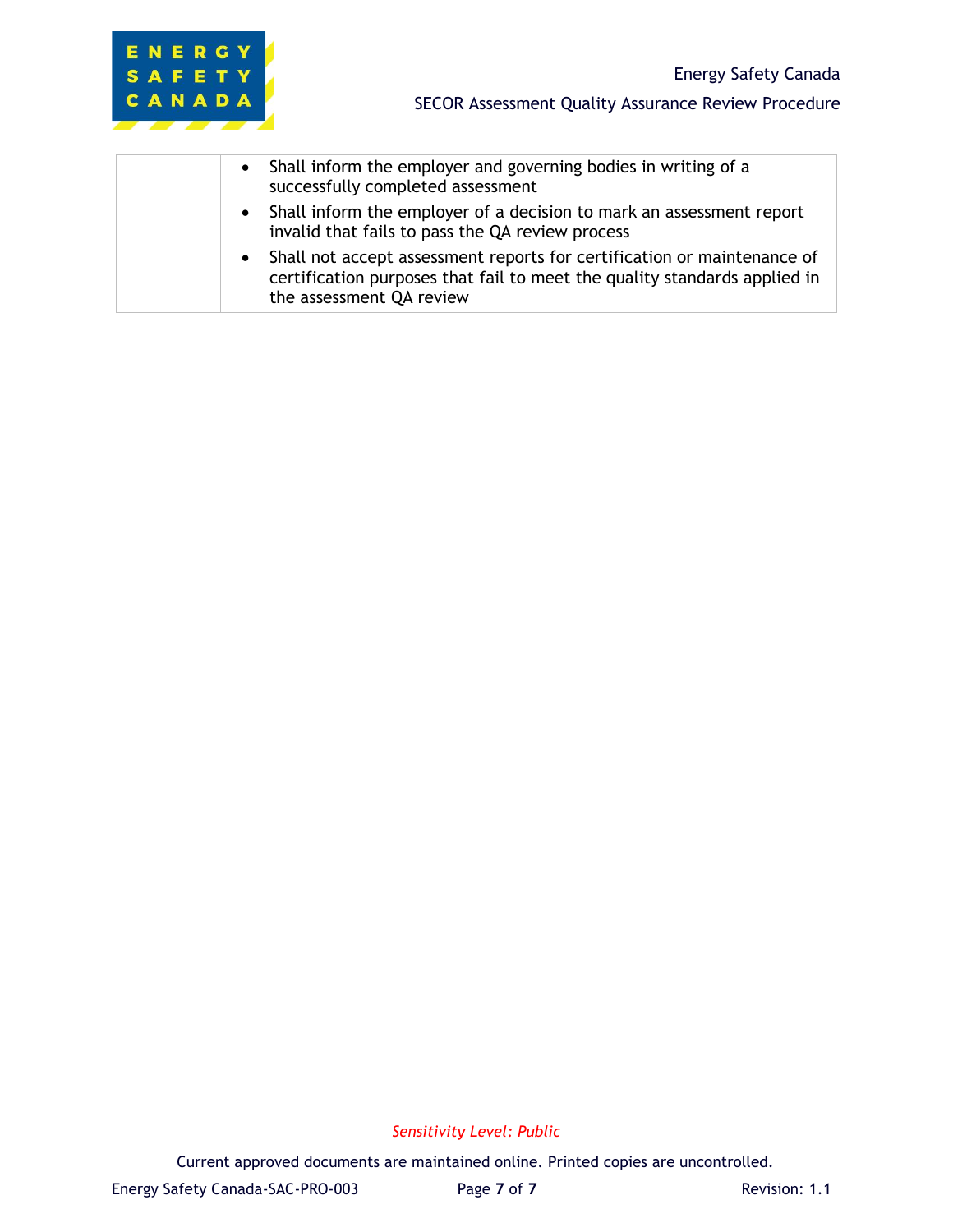| | |
|---|---|
| | • Shall inform the employer and governing bodies in writing of a successfully completed assessment<br>• Shall inform the employer of a decision to mark an assessment report invalid that fails to pass the QA review process<br>• Shall not accept assessment reports for certification or maintenance of certification purposes that fail to meet the quality standards applied in the assessment QA review |

*Sensitivity Level: Public*

Current approved documents are maintained online. Printed copies are uncontrolled.

Energy Safety Canada-SAC-PRO-003 | Revision: 1.1